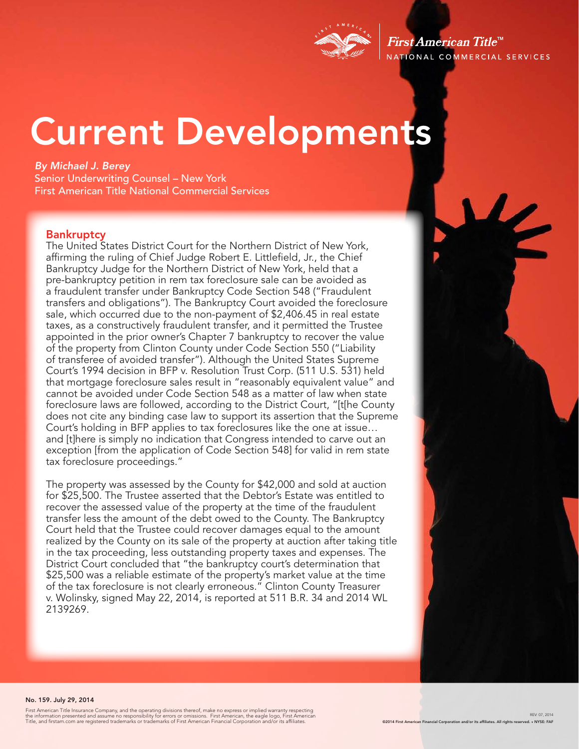First American Title™
NATIONAL COMMERCIAL SERVICES

# Current Developments

*By Michael J. Berey*
Senior Underwriting Counsel – New York
First American Title National Commercial Services

## Bankruptcy

The United States District Court for the Northern District of New York, affirming the ruling of Chief Judge Robert E. Littlefield, Jr., the Chief Bankruptcy Judge for the Northern District of New York, held that a pre-bankruptcy petition in rem tax foreclosure sale can be avoided as a fraudulent transfer under Bankruptcy Code Section 548 ("Fraudulent transfers and obligations"). The Bankruptcy Court avoided the foreclosure sale, which occurred due to the non-payment of $2,406.45 in real estate taxes, as a constructively fraudulent transfer, and it permitted the Trustee appointed in the prior owner's Chapter 7 bankruptcy to recover the value of the property from Clinton County under Code Section 550 ("Liability of transferee of avoided transfer"). Although the United States Supreme Court's 1994 decision in BFP v. Resolution Trust Corp. (511 U.S. 531) held that mortgage foreclosure sales result in "reasonably equivalent value" and cannot be avoided under Code Section 548 as a matter of law when state foreclosure laws are followed, according to the District Court, "[t[he County does not cite any binding case law to support its assertion that the Supreme Court's holding in BFP applies to tax foreclosures like the one at issue… and [t]here is simply no indication that Congress intended to carve out an exception [from the application of Code Section 548] for valid in rem state tax foreclosure proceedings."

The property was assessed by the County for $42,000 and sold at auction for $25,500. The Trustee asserted that the Debtor's Estate was entitled to recover the assessed value of the property at the time of the fraudulent transfer less the amount of the debt owed to the County. The Bankruptcy Court held that the Trustee could recover damages equal to the amount realized by the County on its sale of the property at auction after taking title in the tax proceeding, less outstanding property taxes and expenses. The District Court concluded that "the bankruptcy court's determination that $25,500 was a reliable estimate of the property's market value at the time of the tax foreclosure is not clearly erroneous." Clinton County Treasurer v. Wolinsky, signed May 22, 2014, is reported at 511 B.R. 34 and 2014 WL 2139269.

**No. 159. July 29, 2014**

First American Title Insurance Company, and the operating divisions thereof, make no express or implied warranty respecting the information presented and assume no responsibility for errors or omissions. First American, the eagle logo, First American Title, and firstam.com are registered trademarks or trademarks of First American Financial Corporation and/or its affiliates.

REV. 07, 2014
©2014 First American Financial Corporation and/or its affiliates. All rights reserved. ▪ NYSE: FAF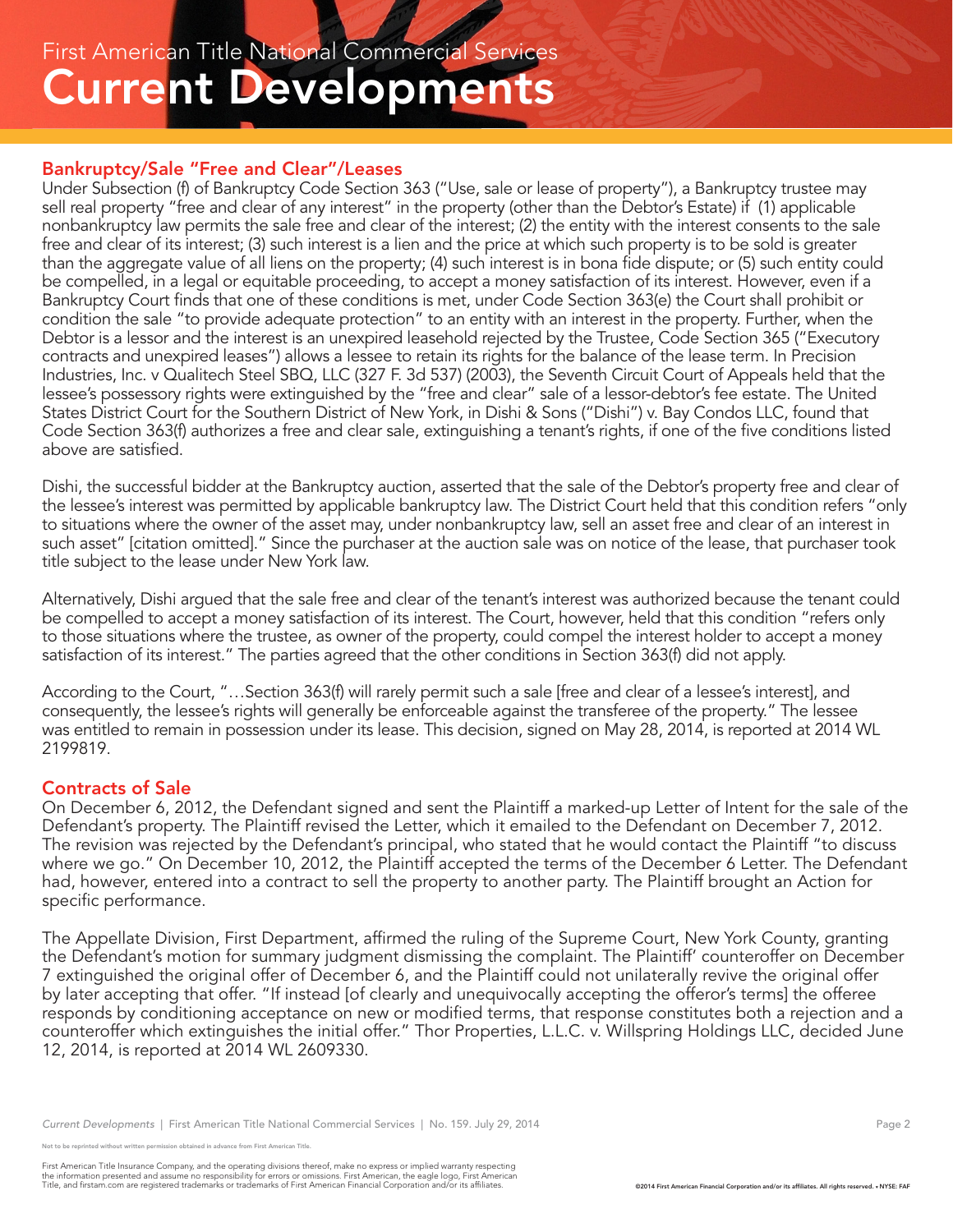## Bankruptcy/Sale "Free and Clear"/Leases

Under Subsection (f) of Bankruptcy Code Section 363 ("Use, sale or lease of property"), a Bankruptcy trustee may sell real property "free and clear of any interest" in the property (other than the Debtor's Estate) if (1) applicable nonbankruptcy law permits the sale free and clear of the interest; (2) the entity with the interest consents to the sale free and clear of its interest; (3) such interest is a lien and the price at which such property is to be sold is greater than the aggregate value of all liens on the property; (4) such interest is in bona fide dispute; or (5) such entity could be compelled, in a legal or equitable proceeding, to accept a money satisfaction of its interest. However, even if a Bankruptcy Court finds that one of these conditions is met, under Code Section 363(e) the Court shall prohibit or condition the sale "to provide adequate protection" to an entity with an interest in the property. Further, when the Debtor is a lessor and the interest is an unexpired leasehold rejected by the Trustee, Code Section 365 ("Executory contracts and unexpired leases") allows a lessee to retain its rights for the balance of the lease term. In Precision Industries, Inc. v Qualitech Steel SBQ, LLC (327 F. 3d 537) (2003), the Seventh Circuit Court of Appeals held that the lessee's possessory rights were extinguished by the "free and clear" sale of a lessor-debtor's fee estate. The United States District Court for the Southern District of New York, in Dishi & Sons ("Dishi") v. Bay Condos LLC, found that Code Section 363(f) authorizes a free and clear sale, extinguishing a tenant's rights, if one of the five conditions listed above are satisfied.

Dishi, the successful bidder at the Bankruptcy auction, asserted that the sale of the Debtor's property free and clear of the lessee's interest was permitted by applicable bankruptcy law. The District Court held that this condition refers "only to situations where the owner of the asset may, under nonbankruptcy law, sell an asset free and clear of an interest in such asset" [citation omitted]." Since the purchaser at the auction sale was on notice of the lease, that purchaser took title subject to the lease under New York law.

Alternatively, Dishi argued that the sale free and clear of the tenant's interest was authorized because the tenant could be compelled to accept a money satisfaction of its interest. The Court, however, held that this condition "refers only to those situations where the trustee, as owner of the property, could compel the interest holder to accept a money satisfaction of its interest." The parties agreed that the other conditions in Section 363(f) did not apply.

According to the Court, "…Section 363(f) will rarely permit such a sale [free and clear of a lessee's interest], and consequently, the lessee's rights will generally be enforceable against the transferee of the property." The lessee was entitled to remain in possession under its lease. This decision, signed on May 28, 2014, is reported at 2014 WL 2199819.

## Contracts of Sale

On December 6, 2012, the Defendant signed and sent the Plaintiff a marked-up Letter of Intent for the sale of the Defendant's property. The Plaintiff revised the Letter, which it emailed to the Defendant on December 7, 2012. The revision was rejected by the Defendant's principal, who stated that he would contact the Plaintiff "to discuss where we go." On December 10, 2012, the Plaintiff accepted the terms of the December 6 Letter. The Defendant had, however, entered into a contract to sell the property to another party. The Plaintiff brought an Action for specific performance.

The Appellate Division, First Department, affirmed the ruling of the Supreme Court, New York County, granting the Defendant's motion for summary judgment dismissing the complaint. The Plaintiff' counteroffer on December 7 extinguished the original offer of December 6, and the Plaintiff could not unilaterally revive the original offer by later accepting that offer. "If instead [of clearly and unequivocally accepting the offeror's terms] the offeree responds by conditioning acceptance on new or modified terms, that response constitutes both a rejection and a counteroffer which extinguishes the initial offer." Thor Properties, L.L.C. v. Willspring Holdings LLC, decided June 12, 2014, is reported at 2014 WL 2609330.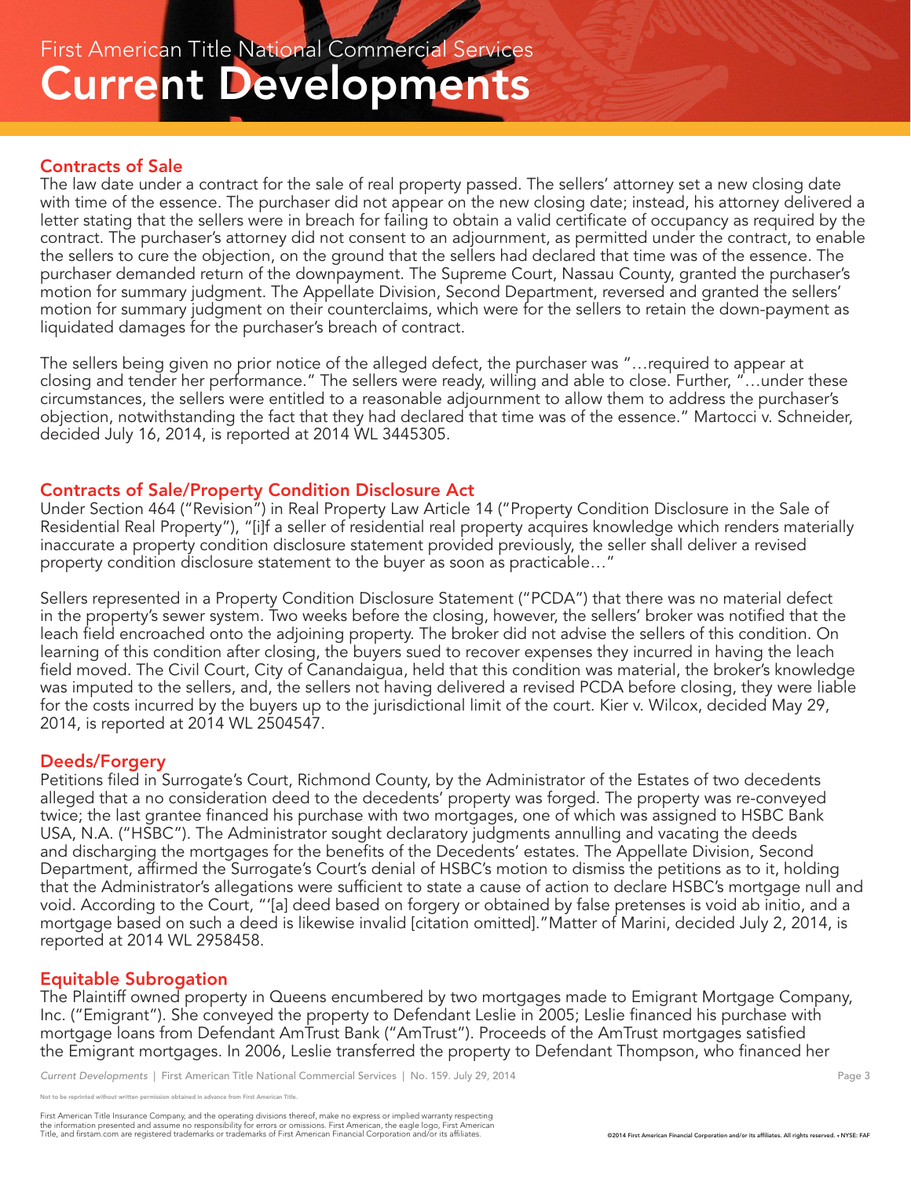## Contracts of Sale

The law date under a contract for the sale of real property passed. The sellers' attorney set a new closing date with time of the essence. The purchaser did not appear on the new closing date; instead, his attorney delivered a letter stating that the sellers were in breach for failing to obtain a valid certificate of occupancy as required by the contract. The purchaser's attorney did not consent to an adjournment, as permitted under the contract, to enable the sellers to cure the objection, on the ground that the sellers had declared that time was of the essence. The purchaser demanded return of the downpayment. The Supreme Court, Nassau County, granted the purchaser's motion for summary judgment. The Appellate Division, Second Department, reversed and granted the sellers' motion for summary judgment on their counterclaims, which were for the sellers to retain the down-payment as liquidated damages for the purchaser's breach of contract.

The sellers being given no prior notice of the alleged defect, the purchaser was "…required to appear at closing and tender her performance." The sellers were ready, willing and able to close. Further, "…under these circumstances, the sellers were entitled to a reasonable adjournment to allow them to address the purchaser's objection, notwithstanding the fact that they had declared that time was of the essence." Martocci v. Schneider, decided July 16, 2014, is reported at 2014 WL 3445305.

## Contracts of Sale/Property Condition Disclosure Act

Under Section 464 ("Revision") in Real Property Law Article 14 ("Property Condition Disclosure in the Sale of Residential Real Property"), "[i]f a seller of residential real property acquires knowledge which renders materially inaccurate a property condition disclosure statement provided previously, the seller shall deliver a revised property condition disclosure statement to the buyer as soon as practicable…"

Sellers represented in a Property Condition Disclosure Statement ("PCDA") that there was no material defect in the property's sewer system. Two weeks before the closing, however, the sellers' broker was notified that the leach field encroached onto the adjoining property. The broker did not advise the sellers of this condition. On learning of this condition after closing, the buyers sued to recover expenses they incurred in having the leach field moved. The Civil Court, City of Canandaigua, held that this condition was material, the broker's knowledge was imputed to the sellers, and, the sellers not having delivered a revised PCDA before closing, they were liable for the costs incurred by the buyers up to the jurisdictional limit of the court. Kier v. Wilcox, decided May 29, 2014, is reported at 2014 WL 2504547.

## Deeds/Forgery

Petitions filed in Surrogate's Court, Richmond County, by the Administrator of the Estates of two decedents alleged that a no consideration deed to the decedents' property was forged. The property was re-conveyed twice; the last grantee financed his purchase with two mortgages, one of which was assigned to HSBC Bank USA, N.A. ("HSBC"). The Administrator sought declaratory judgments annulling and vacating the deeds and discharging the mortgages for the benefits of the Decedents' estates. The Appellate Division, Second Department, affirmed the Surrogate's Court's denial of HSBC's motion to dismiss the petitions as to it, holding that the Administrator's allegations were sufficient to state a cause of action to declare HSBC's mortgage null and void. According to the Court, "'[a] deed based on forgery or obtained by false pretenses is void ab initio, and a mortgage based on such a deed is likewise invalid [citation omitted]."Matter of Marini, decided July 2, 2014, is reported at 2014 WL 2958458.

## Equitable Subrogation

The Plaintiff owned property in Queens encumbered by two mortgages made to Emigrant Mortgage Company, Inc. ("Emigrant"). She conveyed the property to Defendant Leslie in 2005; Leslie financed his purchase with mortgage loans from Defendant AmTrust Bank ("AmTrust"). Proceeds of the AmTrust mortgages satisfied the Emigrant mortgages. In 2006, Leslie transferred the property to Defendant Thompson, who financed her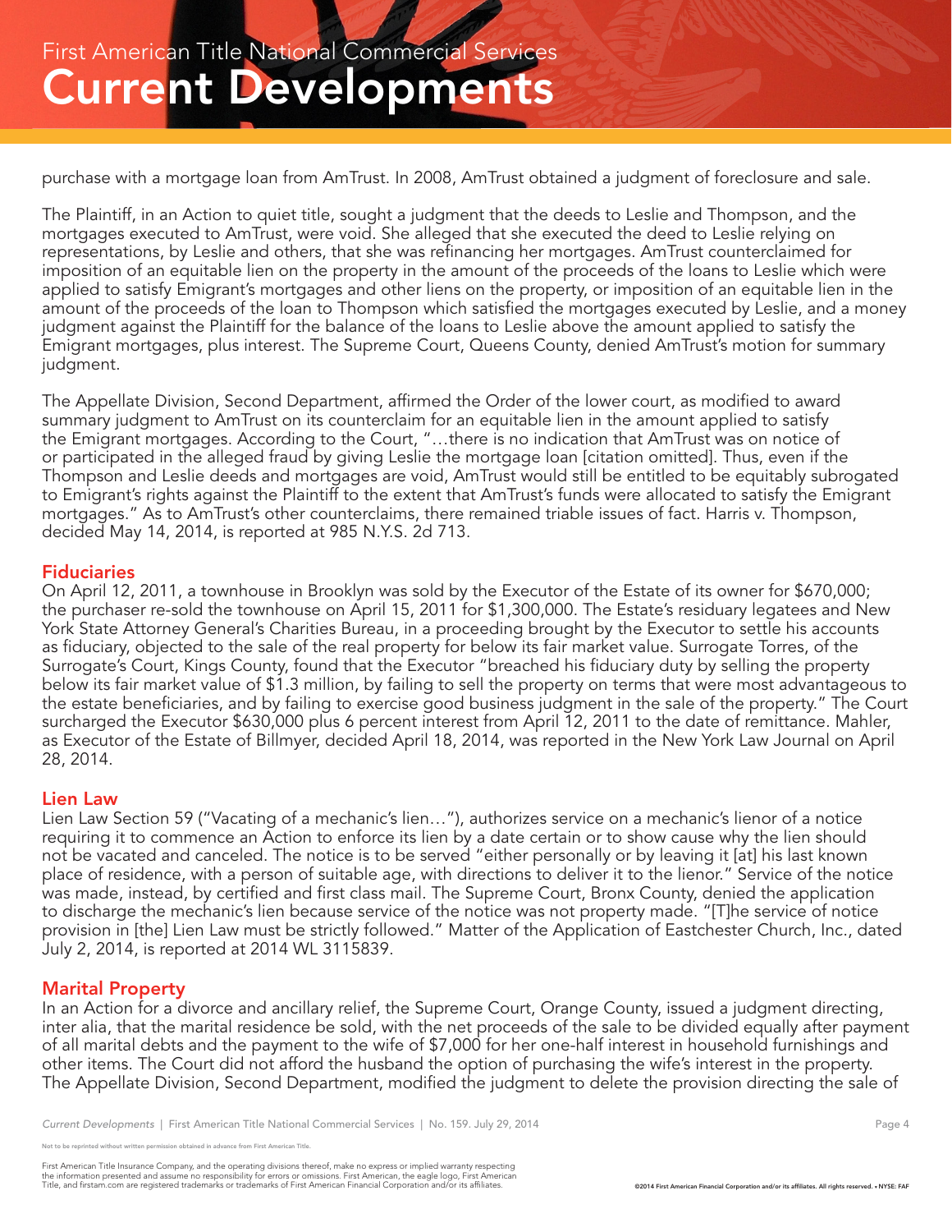purchase with a mortgage loan from AmTrust. In 2008, AmTrust obtained a judgment of foreclosure and sale.

The Plaintiff, in an Action to quiet title, sought a judgment that the deeds to Leslie and Thompson, and the mortgages executed to AmTrust, were void. She alleged that she executed the deed to Leslie relying on representations, by Leslie and others, that she was refinancing her mortgages. AmTrust counterclaimed for imposition of an equitable lien on the property in the amount of the proceeds of the loans to Leslie which were applied to satisfy Emigrant's mortgages and other liens on the property, or imposition of an equitable lien in the amount of the proceeds of the loan to Thompson which satisfied the mortgages executed by Leslie, and a money judgment against the Plaintiff for the balance of the loans to Leslie above the amount applied to satisfy the Emigrant mortgages, plus interest. The Supreme Court, Queens County, denied AmTrust's motion for summary judgment.

The Appellate Division, Second Department, affirmed the Order of the lower court, as modified to award summary judgment to AmTrust on its counterclaim for an equitable lien in the amount applied to satisfy the Emigrant mortgages. According to the Court, "…there is no indication that AmTrust was on notice of or participated in the alleged fraud by giving Leslie the mortgage loan [citation omitted]. Thus, even if the Thompson and Leslie deeds and mortgages are void, AmTrust would still be entitled to be equitably subrogated to Emigrant's rights against the Plaintiff to the extent that AmTrust's funds were allocated to satisfy the Emigrant mortgages." As to AmTrust's other counterclaims, there remained triable issues of fact. Harris v. Thompson, decided May 14, 2014, is reported at 985 N.Y.S. 2d 713.

## Fiduciaries

On April 12, 2011, a townhouse in Brooklyn was sold by the Executor of the Estate of its owner for $670,000; the purchaser re-sold the townhouse on April 15, 2011 for $1,300,000. The Estate's residuary legatees and New York State Attorney General's Charities Bureau, in a proceeding brought by the Executor to settle his accounts as fiduciary, objected to the sale of the real property for below its fair market value. Surrogate Torres, of the Surrogate's Court, Kings County, found that the Executor "breached his fiduciary duty by selling the property below its fair market value of $1.3 million, by failing to sell the property on terms that were most advantageous to the estate beneficiaries, and by failing to exercise good business judgment in the sale of the property." The Court surcharged the Executor $630,000 plus 6 percent interest from April 12, 2011 to the date of remittance. Mahler, as Executor of the Estate of Billmyer, decided April 18, 2014, was reported in the New York Law Journal on April 28, 2014.

## Lien Law

Lien Law Section 59 ("Vacating of a mechanic's lien…"), authorizes service on a mechanic's lienor of a notice requiring it to commence an Action to enforce its lien by a date certain or to show cause why the lien should not be vacated and canceled. The notice is to be served "either personally or by leaving it [at] his last known place of residence, with a person of suitable age, with directions to deliver it to the lienor." Service of the notice was made, instead, by certified and first class mail. The Supreme Court, Bronx County, denied the application to discharge the mechanic's lien because service of the notice was not property made. "[T]he service of notice provision in [the] Lien Law must be strictly followed." Matter of the Application of Eastchester Church, Inc., dated July 2, 2014, is reported at 2014 WL 3115839.

## Marital Property

In an Action for a divorce and ancillary relief, the Supreme Court, Orange County, issued a judgment directing, inter alia, that the marital residence be sold, with the net proceeds of the sale to be divided equally after payment of all marital debts and the payment to the wife of $7,000 for her one-half interest in household furnishings and other items. The Court did not afford the husband the option of purchasing the wife's interest in the property. The Appellate Division, Second Department, modified the judgment to delete the provision directing the sale of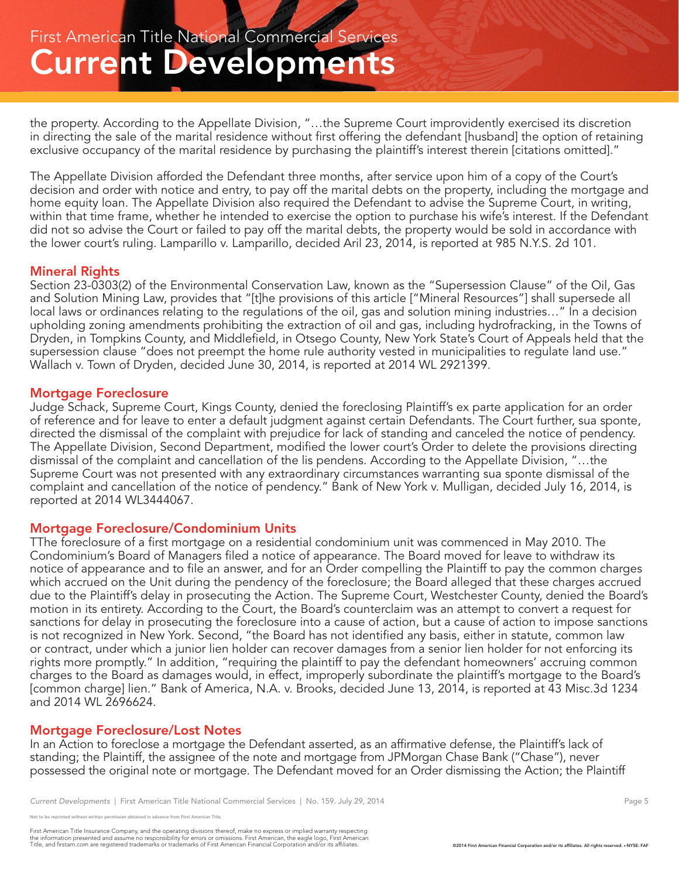the property. According to the Appellate Division, "…the Supreme Court improvidently exercised its discretion in directing the sale of the marital residence without first offering the defendant [husband] the option of retaining exclusive occupancy of the marital residence by purchasing the plaintiff's interest therein [citations omitted]."

The Appellate Division afforded the Defendant three months, after service upon him of a copy of the Court's decision and order with notice and entry, to pay off the marital debts on the property, including the mortgage and home equity loan. The Appellate Division also required the Defendant to advise the Supreme Court, in writing, within that time frame, whether he intended to exercise the option to purchase his wife's interest. If the Defendant did not so advise the Court or failed to pay off the marital debts, the property would be sold in accordance with the lower court's ruling. Lamparillo v. Lamparillo, decided Aril 23, 2014, is reported at 985 N.Y.S. 2d 101.

## Mineral Rights

Section 23-0303(2) of the Environmental Conservation Law, known as the "Supersession Clause" of the Oil, Gas and Solution Mining Law, provides that "[t]he provisions of this article ["Mineral Resources"] shall supersede all local laws or ordinances relating to the regulations of the oil, gas and solution mining industries…" In a decision upholding zoning amendments prohibiting the extraction of oil and gas, including hydrofracking, in the Towns of Dryden, in Tompkins County, and Middlefield, in Otsego County, New York State's Court of Appeals held that the supersession clause "does not preempt the home rule authority vested in municipalities to regulate land use." Wallach v. Town of Dryden, decided June 30, 2014, is reported at 2014 WL 2921399.

## Mortgage Foreclosure

Judge Schack, Supreme Court, Kings County, denied the foreclosing Plaintiff's ex parte application for an order of reference and for leave to enter a default judgment against certain Defendants. The Court further, sua sponte, directed the dismissal of the complaint with prejudice for lack of standing and canceled the notice of pendency. The Appellate Division, Second Department, modified the lower court's Order to delete the provisions directing dismissal of the complaint and cancellation of the lis pendens. According to the Appellate Division, "…the Supreme Court was not presented with any extraordinary circumstances warranting sua sponte dismissal of the complaint and cancellation of the notice of pendency." Bank of New York v. Mulligan, decided July 16, 2014, is reported at 2014 WL3444067.

## Mortgage Foreclosure/Condominium Units

TThe foreclosure of a first mortgage on a residential condominium unit was commenced in May 2010. The Condominium's Board of Managers filed a notice of appearance. The Board moved for leave to withdraw its notice of appearance and to file an answer, and for an Order compelling the Plaintiff to pay the common charges which accrued on the Unit during the pendency of the foreclosure; the Board alleged that these charges accrued due to the Plaintiff's delay in prosecuting the Action. The Supreme Court, Westchester County, denied the Board's motion in its entirety. According to the Court, the Board's counterclaim was an attempt to convert a request for sanctions for delay in prosecuting the foreclosure into a cause of action, but a cause of action to impose sanctions is not recognized in New York. Second, "the Board has not identified any basis, either in statute, common law or contract, under which a junior lien holder can recover damages from a senior lien holder for not enforcing its rights more promptly." In addition, "requiring the plaintiff to pay the defendant homeowners' accruing common charges to the Board as damages would, in effect, improperly subordinate the plaintiff's mortgage to the Board's [common charge] lien." Bank of America, N.A. v. Brooks, decided June 13, 2014, is reported at 43 Misc.3d 1234 and 2014 WL 2696624.

## Mortgage Foreclosure/Lost Notes

In an Action to foreclose a mortgage the Defendant asserted, as an affirmative defense, the Plaintiff's lack of standing; the Plaintiff, the assignee of the note and mortgage from JPMorgan Chase Bank ("Chase"), never possessed the original note or mortgage. The Defendant moved for an Order dismissing the Action; the Plaintiff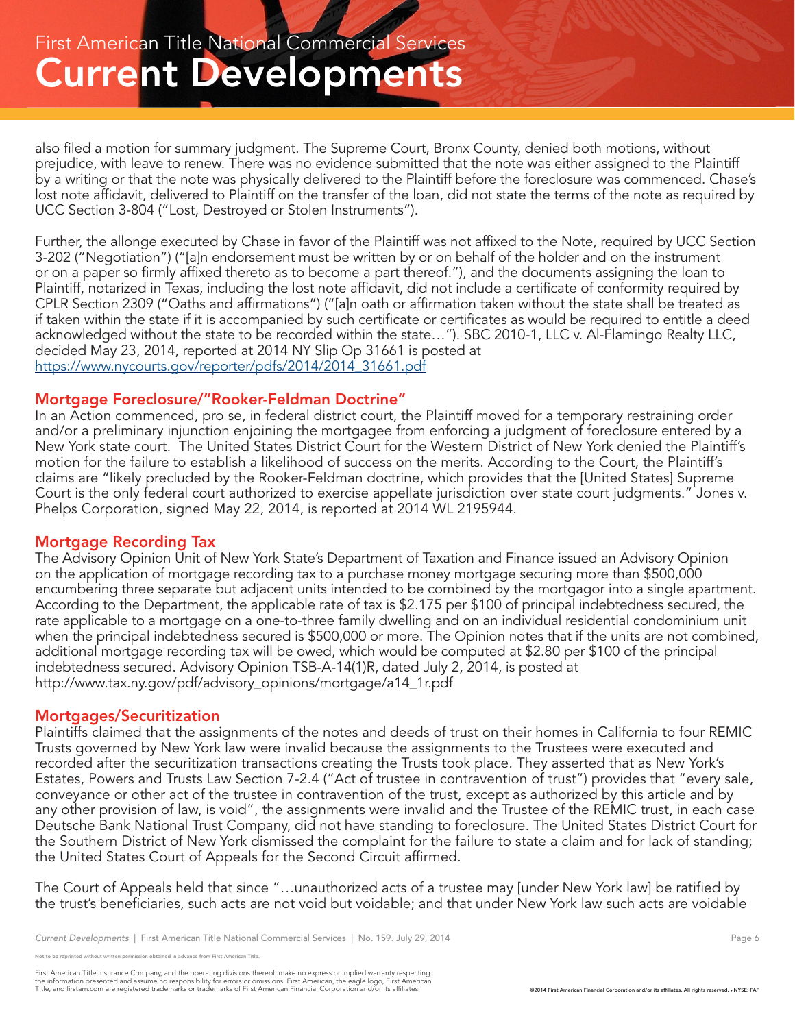also filed a motion for summary judgment. The Supreme Court, Bronx County, denied both motions, without prejudice, with leave to renew. There was no evidence submitted that the note was either assigned to the Plaintiff by a writing or that the note was physically delivered to the Plaintiff before the foreclosure was commenced. Chase's lost note affidavit, delivered to Plaintiff on the transfer of the loan, did not state the terms of the note as required by UCC Section 3-804 ("Lost, Destroyed or Stolen Instruments").

Further, the allonge executed by Chase in favor of the Plaintiff was not affixed to the Note, required by UCC Section 3-202 ("Negotiation") ("[a]n endorsement must be written by or on behalf of the holder and on the instrument or on a paper so firmly affixed thereto as to become a part thereof."), and the documents assigning the loan to Plaintiff, notarized in Texas, including the lost note affidavit, did not include a certificate of conformity required by CPLR Section 2309 ("Oaths and affirmations") ("[a]n oath or affirmation taken without the state shall be treated as if taken within the state if it is accompanied by such certificate or certificates as would be required to entitle a deed acknowledged without the state to be recorded within the state…"). SBC 2010-1, LLC v. Al-Flamingo Realty LLC, decided May 23, 2014, reported at 2014 NY Slip Op 31661 is posted at https://www.nycourts.gov/reporter/pdfs/2014/2014_31661.pdf

## Mortgage Foreclosure/"Rooker-Feldman Doctrine"

In an Action commenced, pro se, in federal district court, the Plaintiff moved for a temporary restraining order and/or a preliminary injunction enjoining the mortgagee from enforcing a judgment of foreclosure entered by a New York state court. The United States District Court for the Western District of New York denied the Plaintiff's motion for the failure to establish a likelihood of success on the merits. According to the Court, the Plaintiff's claims are "likely precluded by the Rooker-Feldman doctrine, which provides that the [United States] Supreme Court is the only federal court authorized to exercise appellate jurisdiction over state court judgments." Jones v. Phelps Corporation, signed May 22, 2014, is reported at 2014 WL 2195944.

## Mortgage Recording Tax

The Advisory Opinion Unit of New York State's Department of Taxation and Finance issued an Advisory Opinion on the application of mortgage recording tax to a purchase money mortgage securing more than $500,000 encumbering three separate but adjacent units intended to be combined by the mortgagor into a single apartment. According to the Department, the applicable rate of tax is $2.175 per $100 of principal indebtedness secured, the rate applicable to a mortgage on a one-to-three family dwelling and on an individual residential condominium unit when the principal indebtedness secured is $500,000 or more. The Opinion notes that if the units are not combined, additional mortgage recording tax will be owed, which would be computed at $2.80 per $100 of the principal indebtedness secured. Advisory Opinion TSB-A-14(1)R, dated July 2, 2014, is posted at http://www.tax.ny.gov/pdf/advisory_opinions/mortgage/a14_1r.pdf

## Mortgages/Securitization

Plaintiffs claimed that the assignments of the notes and deeds of trust on their homes in California to four REMIC Trusts governed by New York law were invalid because the assignments to the Trustees were executed and recorded after the securitization transactions creating the Trusts took place. They asserted that as New York's Estates, Powers and Trusts Law Section 7-2.4 ("Act of trustee in contravention of trust") provides that "every sale, conveyance or other act of the trustee in contravention of the trust, except as authorized by this article and by any other provision of law, is void", the assignments were invalid and the Trustee of the REMIC trust, in each case Deutsche Bank National Trust Company, did not have standing to foreclose. The United States District Court for the Southern District of New York dismissed the complaint for the failure to state a claim and for lack of standing; the United States Court of Appeals for the Second Circuit affirmed.

The Court of Appeals held that since "…unauthorized acts of a trustee may [under New York law] be ratified by the trust's beneficiaries, such acts are not void but voidable; and that under New York law such acts are voidable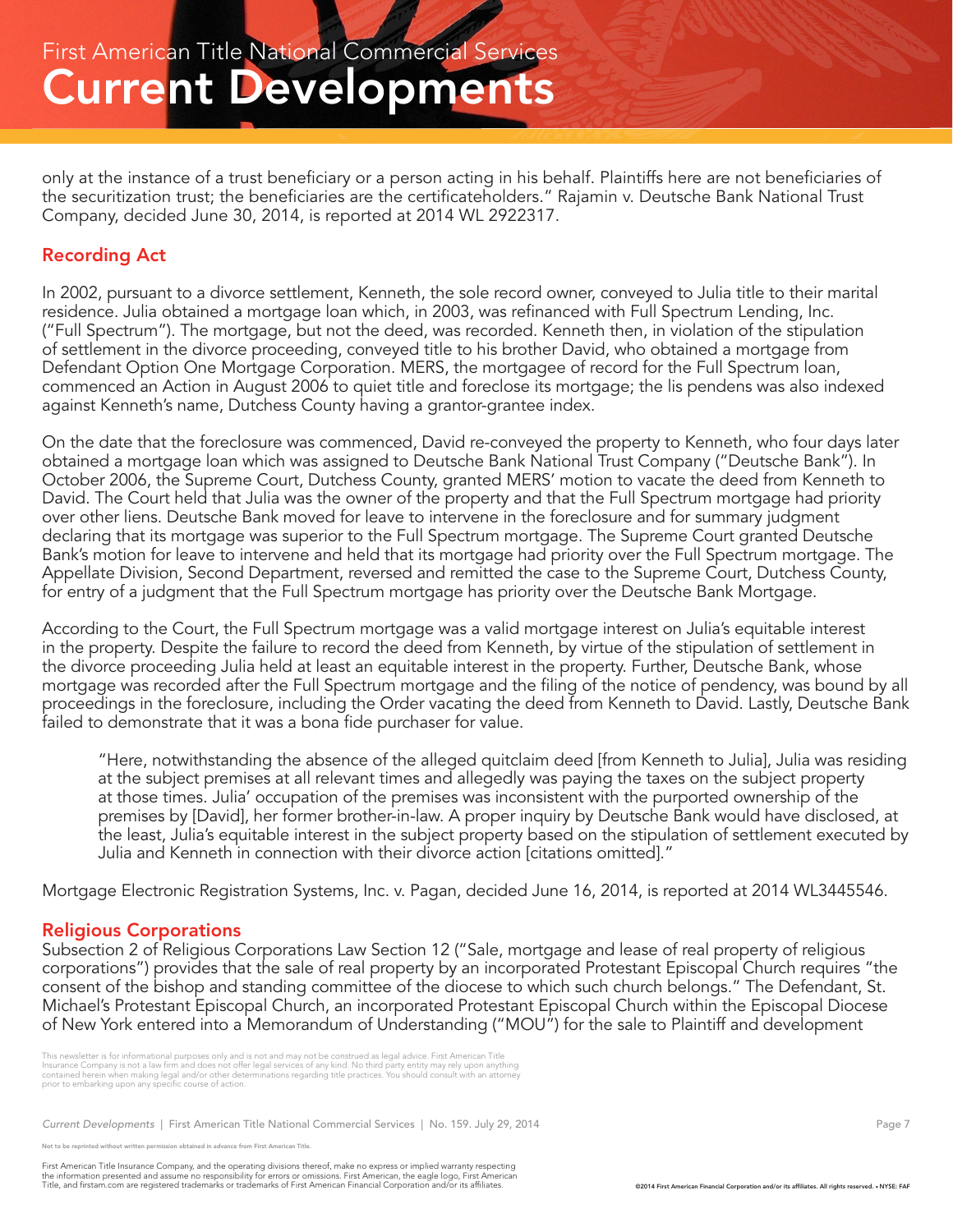only at the instance of a trust beneficiary or a person acting in his behalf. Plaintiffs here are not beneficiaries of the securitization trust; the beneficiaries are the certificateholders." Rajamin v. Deutsche Bank National Trust Company, decided June 30, 2014, is reported at 2014 WL 2922317.

## Recording Act

In 2002, pursuant to a divorce settlement, Kenneth, the sole record owner, conveyed to Julia title to their marital residence. Julia obtained a mortgage loan which, in 2003, was refinanced with Full Spectrum Lending, Inc. ("Full Spectrum"). The mortgage, but not the deed, was recorded. Kenneth then, in violation of the stipulation of settlement in the divorce proceeding, conveyed title to his brother David, who obtained a mortgage from Defendant Option One Mortgage Corporation. MERS, the mortgagee of record for the Full Spectrum loan, commenced an Action in August 2006 to quiet title and foreclose its mortgage; the lis pendens was also indexed against Kenneth's name, Dutchess County having a grantor-grantee index.

On the date that the foreclosure was commenced, David re-conveyed the property to Kenneth, who four days later obtained a mortgage loan which was assigned to Deutsche Bank National Trust Company ("Deutsche Bank"). In October 2006, the Supreme Court, Dutchess County, granted MERS' motion to vacate the deed from Kenneth to David. The Court held that Julia was the owner of the property and that the Full Spectrum mortgage had priority over other liens. Deutsche Bank moved for leave to intervene in the foreclosure and for summary judgment declaring that its mortgage was superior to the Full Spectrum mortgage. The Supreme Court granted Deutsche Bank's motion for leave to intervene and held that its mortgage had priority over the Full Spectrum mortgage. The Appellate Division, Second Department, reversed and remitted the case to the Supreme Court, Dutchess County, for entry of a judgment that the Full Spectrum mortgage has priority over the Deutsche Bank Mortgage.

According to the Court, the Full Spectrum mortgage was a valid mortgage interest on Julia's equitable interest in the property. Despite the failure to record the deed from Kenneth, by virtue of the stipulation of settlement in the divorce proceeding Julia held at least an equitable interest in the property. Further, Deutsche Bank, whose mortgage was recorded after the Full Spectrum mortgage and the filing of the notice of pendency, was bound by all proceedings in the foreclosure, including the Order vacating the deed from Kenneth to David. Lastly, Deutsche Bank failed to demonstrate that it was a bona fide purchaser for value.

> "Here, notwithstanding the absence of the alleged quitclaim deed [from Kenneth to Julia], Julia was residing at the subject premises at all relevant times and allegedly was paying the taxes on the subject property at those times. Julia' occupation of the premises was inconsistent with the purported ownership of the premises by [David], her former brother-in-law. A proper inquiry by Deutsche Bank would have disclosed, at the least, Julia's equitable interest in the subject property based on the stipulation of settlement executed by Julia and Kenneth in connection with their divorce action [citations omitted]."

Mortgage Electronic Registration Systems, Inc. v. Pagan, decided June 16, 2014, is reported at 2014 WL3445546.

## Religious Corporations

Subsection 2 of Religious Corporations Law Section 12 ("Sale, mortgage and lease of real property of religious corporations") provides that the sale of real property by an incorporated Protestant Episcopal Church requires "the consent of the bishop and standing committee of the diocese to which such church belongs." The Defendant, St. Michael's Protestant Episcopal Church, an incorporated Protestant Episcopal Church within the Episcopal Diocese of New York entered into a Memorandum of Understanding ("MOU") for the sale to Plaintiff and development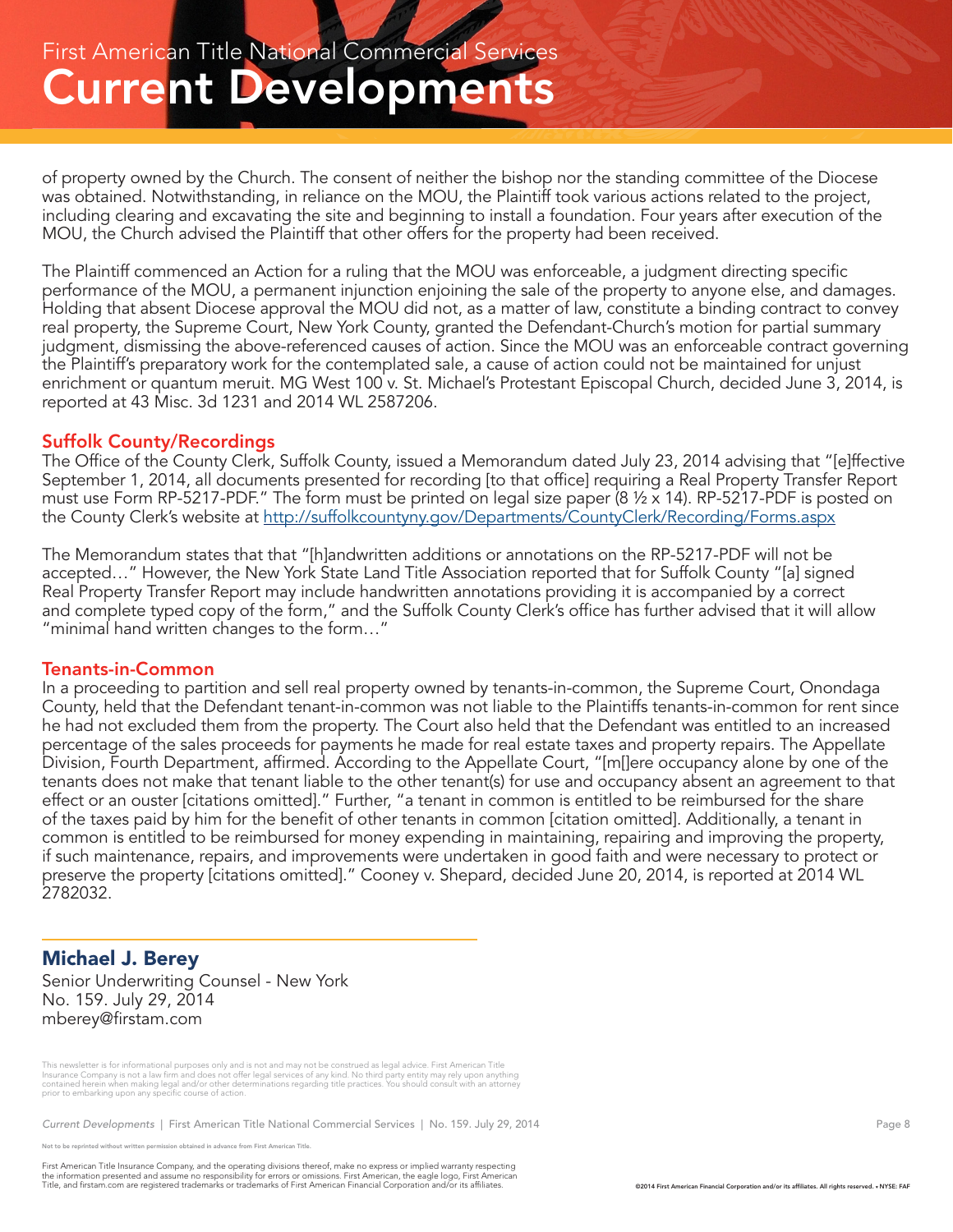of property owned by the Church. The consent of neither the bishop nor the standing committee of the Diocese was obtained. Notwithstanding, in reliance on the MOU, the Plaintiff took various actions related to the project, including clearing and excavating the site and beginning to install a foundation. Four years after execution of the MOU, the Church advised the Plaintiff that other offers for the property had been received.

The Plaintiff commenced an Action for a ruling that the MOU was enforceable, a judgment directing specific performance of the MOU, a permanent injunction enjoining the sale of the property to anyone else, and damages. Holding that absent Diocese approval the MOU did not, as a matter of law, constitute a binding contract to convey real property, the Supreme Court, New York County, granted the Defendant-Church's motion for partial summary judgment, dismissing the above-referenced causes of action. Since the MOU was an enforceable contract governing the Plaintiff's preparatory work for the contemplated sale, a cause of action could not be maintained for unjust enrichment or quantum meruit. MG West 100 v. St. Michael's Protestant Episcopal Church, decided June 3, 2014, is reported at 43 Misc. 3d 1231 and 2014 WL 2587206.

### Suffolk County/Recordings

The Office of the County Clerk, Suffolk County, issued a Memorandum dated July 23, 2014 advising that "[e]ffective September 1, 2014, all documents presented for recording [to that office] requiring a Real Property Transfer Report must use Form RP-5217-PDF." The form must be printed on legal size paper (8 ½ x 14). RP-5217-PDF is posted on the County Clerk's website at http://suffolkcountyny.gov/Departments/CountyClerk/Recording/Forms.aspx

The Memorandum states that that "[h]andwritten additions or annotations on the RP-5217-PDF will not be accepted…" However, the New York State Land Title Association reported that for Suffolk County "[a] signed Real Property Transfer Report may include handwritten annotations providing it is accompanied by a correct and complete typed copy of the form," and the Suffolk County Clerk's office has further advised that it will allow "minimal hand written changes to the form…"

### Tenants-in-Common

In a proceeding to partition and sell real property owned by tenants-in-common, the Supreme Court, Onondaga County, held that the Defendant tenant-in-common was not liable to the Plaintiffs tenants-in-common for rent since he had not excluded them from the property. The Court also held that the Defendant was entitled to an increased percentage of the sales proceeds for payments he made for real estate taxes and property repairs. The Appellate Division, Fourth Department, affirmed. According to the Appellate Court, "[m[]ere occupancy alone by one of the tenants does not make that tenant liable to the other tenant(s) for use and occupancy absent an agreement to that effect or an ouster [citations omitted]." Further, "a tenant in common is entitled to be reimbursed for the share of the taxes paid by him for the benefit of other tenants in common [citation omitted]. Additionally, a tenant in common is entitled to be reimbursed for money expending in maintaining, repairing and improving the property, if such maintenance, repairs, and improvements were undertaken in good faith and were necessary to protect or preserve the property [citations omitted]." Cooney v. Shepard, decided June 20, 2014, is reported at 2014 WL 2782032.

---

**Michael J. Berey**
Senior Underwriting Counsel - New York
No. 159. July 29, 2014
mberey@firstam.com

This newsletter is for informational purposes only and is not and may not be construed as legal advice. First American Title Insurance Company is not a law firm and does not offer legal services of any kind. No third party entity may rely upon anything contained herein when making legal and/or other determinations regarding title practices. You should consult with an attorney prior to embarking upon any specific course of action.

Not to be reprinted without written permission obtained in advance from First American Title.

First American Title Insurance Company, and the operating divisions thereof, make no express or implied warranty respecting the information presented and assume no responsibility for errors or omissions. First American, the eagle logo, First American Title, and firstam.com are registered trademarks or trademarks of First American Financial Corporation and/or its affiliates.

©2014 First American Financial Corporation and/or its affiliates. All rights reserved. • NYSE: FAF